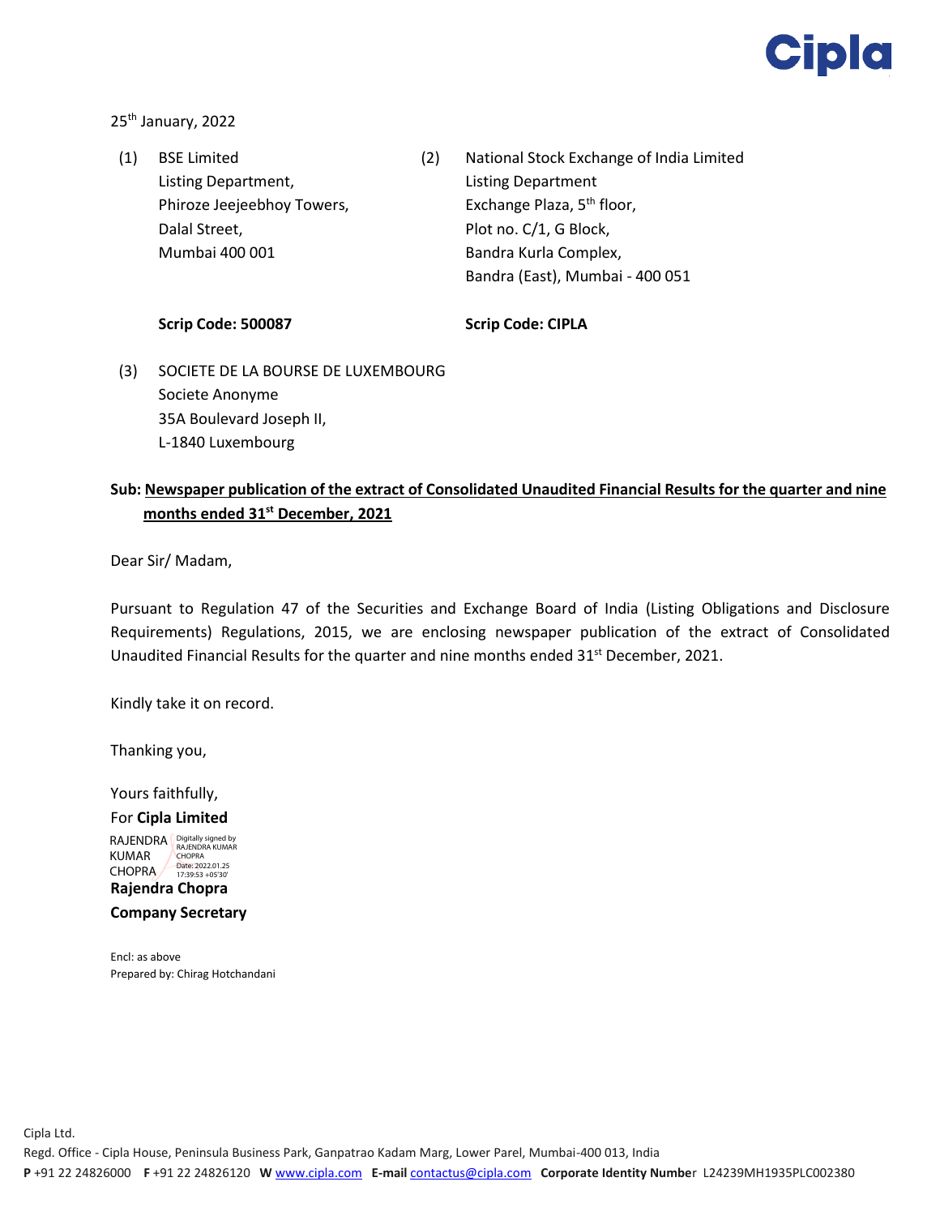Cipla

25th January, 2022

(1) BSE Limited
Listing Department,
Phiroze Jeejeebhoy Towers,
Dalal Street,
Mumbai 400 001

**Scrip Code: 500087**

(2) National Stock Exchange of India Limited
Listing Department
Exchange Plaza, 5th floor,
Plot no. C/1, G Block,
Bandra Kurla Complex,
Bandra (East), Mumbai - 400 051

**Scrip Code: CIPLA**

(3) SOCIETE DE LA BOURSE DE LUXEMBOURG
Societe Anonyme
35A Boulevard Joseph II,
L-1840 Luxembourg

**Sub: Newspaper publication of the extract of Consolidated Unaudited Financial Results for the quarter and nine months ended 31st December, 2021**

Dear Sir/ Madam,

Pursuant to Regulation 47 of the Securities and Exchange Board of India (Listing Obligations and Disclosure Requirements) Regulations, 2015, we are enclosing newspaper publication of the extract of Consolidated Unaudited Financial Results for the quarter and nine months ended 31st December, 2021.

Kindly take it on record.

Thanking you,

Yours faithfully,
For **Cipla Limited**

RAJENDRA KUMAR CHOPRA
Digitally signed by RAJENDRA KUMAR CHOPRA
Date: 2022.01.25 17:39:53 +05'30'

**Rajendra Chopra**
**Company Secretary**

Encl: as above
Prepared by: Chirag Hotchandani

Cipla Ltd.
Regd. Office - Cipla House, Peninsula Business Park, Ganpatrao Kadam Marg, Lower Parel, Mumbai-400 013, India
**P** +91 22 24826000 **F** +91 22 24826120 **W** www.cipla.com **E-mail** contactus@cipla.com **Corporate Identity Number** L24239MH1935PLC002380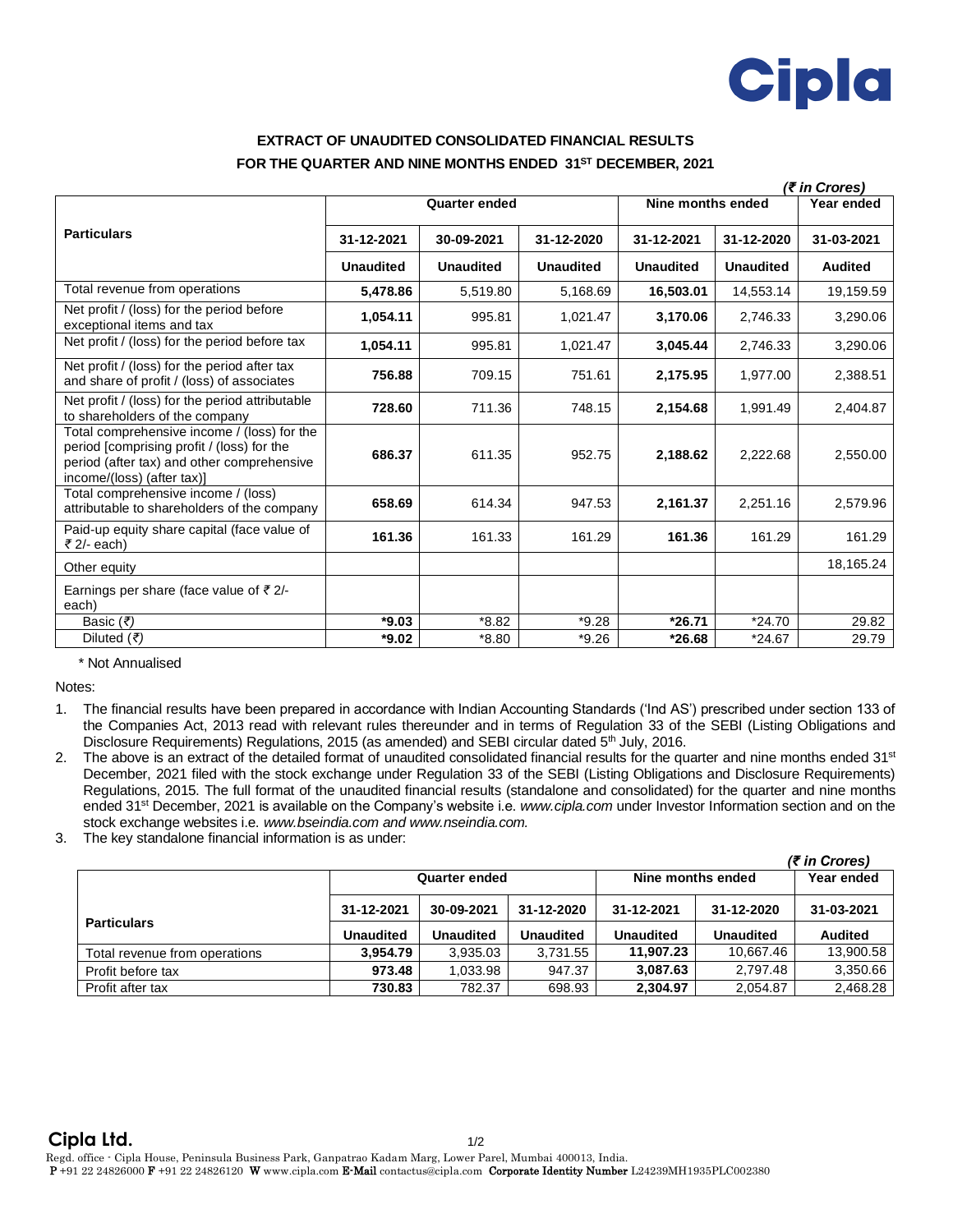Cipla

**EXTRACT OF UNAUDITED CONSOLIDATED FINANCIAL RESULTS**
**FOR THE QUARTER AND NINE MONTHS ENDED 31ST DECEMBER, 2021**

*(₹ in Crores)*

| Particulars | Quarter ended | | | Nine months ended | | Year ended |
|---|---|---|---|---|---|---|
| | 31-12-2021 | 30-09-2021 | 31-12-2020 | 31-12-2021 | 31-12-2020 | 31-03-2021 |
| | Unaudited | Unaudited | Unaudited | Unaudited | Unaudited | Audited |
| Total revenue from operations | **5,478.86** | 5,519.80 | 5,168.69 | **16,503.01** | 14,553.14 | 19,159.59 |
| Net profit / (loss) for the period before exceptional items and tax | **1,054.11** | 995.81 | 1,021.47 | **3,170.06** | 2,746.33 | 3,290.06 |
| Net profit / (loss) for the period before tax | **1,054.11** | 995.81 | 1,021.47 | **3,045.44** | 2,746.33 | 3,290.06 |
| Net profit / (loss) for the period after tax and share of profit / (loss) of associates | **756.88** | 709.15 | 751.61 | **2,175.95** | 1,977.00 | 2,388.51 |
| Net profit / (loss) for the period attributable to shareholders of the company | **728.60** | 711.36 | 748.15 | **2,154.68** | 1,991.49 | 2,404.87 |
| Total comprehensive income / (loss) for the period [comprising profit / (loss) for the period (after tax) and other comprehensive income/(loss) (after tax)] | **686.37** | 611.35 | 952.75 | **2,188.62** | 2,222.68 | 2,550.00 |
| Total comprehensive income / (loss) attributable to shareholders of the company | **658.69** | 614.34 | 947.53 | **2,161.37** | 2,251.16 | 2,579.96 |
| Paid-up equity share capital (face value of ₹ 2/- each) | **161.36** | 161.33 | 161.29 | **161.36** | 161.29 | 161.29 |
| Other equity | | | | | | 18,165.24 |
| Earnings per share (face value of ₹ 2/- each) | | | | | | |
| Basic (₹) | ***9.03** | *8.82 | *9.28 | ***26.71** | *24.70 | 29.82 |
| Diluted (₹) | ***9.02** | *8.80 | *9.26 | ***26.68** | *24.67 | 29.79 |

\* Not Annualised

Notes:

1. The financial results have been prepared in accordance with Indian Accounting Standards ('Ind AS') prescribed under section 133 of the Companies Act, 2013 read with relevant rules thereunder and in terms of Regulation 33 of the SEBI (Listing Obligations and Disclosure Requirements) Regulations, 2015 (as amended) and SEBI circular dated 5th July, 2016.
2. The above is an extract of the detailed format of unaudited consolidated financial results for the quarter and nine months ended 31st December, 2021 filed with the stock exchange under Regulation 33 of the SEBI (Listing Obligations and Disclosure Requirements) Regulations, 2015. The full format of the unaudited financial results (standalone and consolidated) for the quarter and nine months ended 31st December, 2021 is available on the Company's website i.e. *www.cipla.com* under Investor Information section and on the stock exchange websites i.e. *www.bseindia.com and www.nseindia.com.*
3. The key standalone financial information is as under:

*(₹ in Crores)*

| Particulars | Quarter ended | | | Nine months ended | | Year ended |
|---|---|---|---|---|---|---|
| | 31-12-2021 | 30-09-2021 | 31-12-2020 | 31-12-2021 | 31-12-2020 | 31-03-2021 |
| | Unaudited | Unaudited | Unaudited | Unaudited | Unaudited | Audited |
| Total revenue from operations | **3,954.79** | 3,935.03 | 3,731.55 | **11,907.23** | 10,667.46 | 13,900.58 |
| Profit before tax | **973.48** | 1,033.98 | 947.37 | **3,087.63** | 2,797.48 | 3,350.66 |
| Profit after tax | **730.83** | 782.37 | 698.93 | **2,304.97** | 2,054.87 | 2,468.28 |

**Cipla Ltd.**

Regd. office - Cipla House, Peninsula Business Park, Ganpatrao Kadam Marg, Lower Parel, Mumbai 400013, India.
**P** +91 22 24826000 **F** +91 22 24826120 **W** www.cipla.com **E-Mail** contactus@cipla.com **Corporate Identity Number** L24239MH1935PLC002380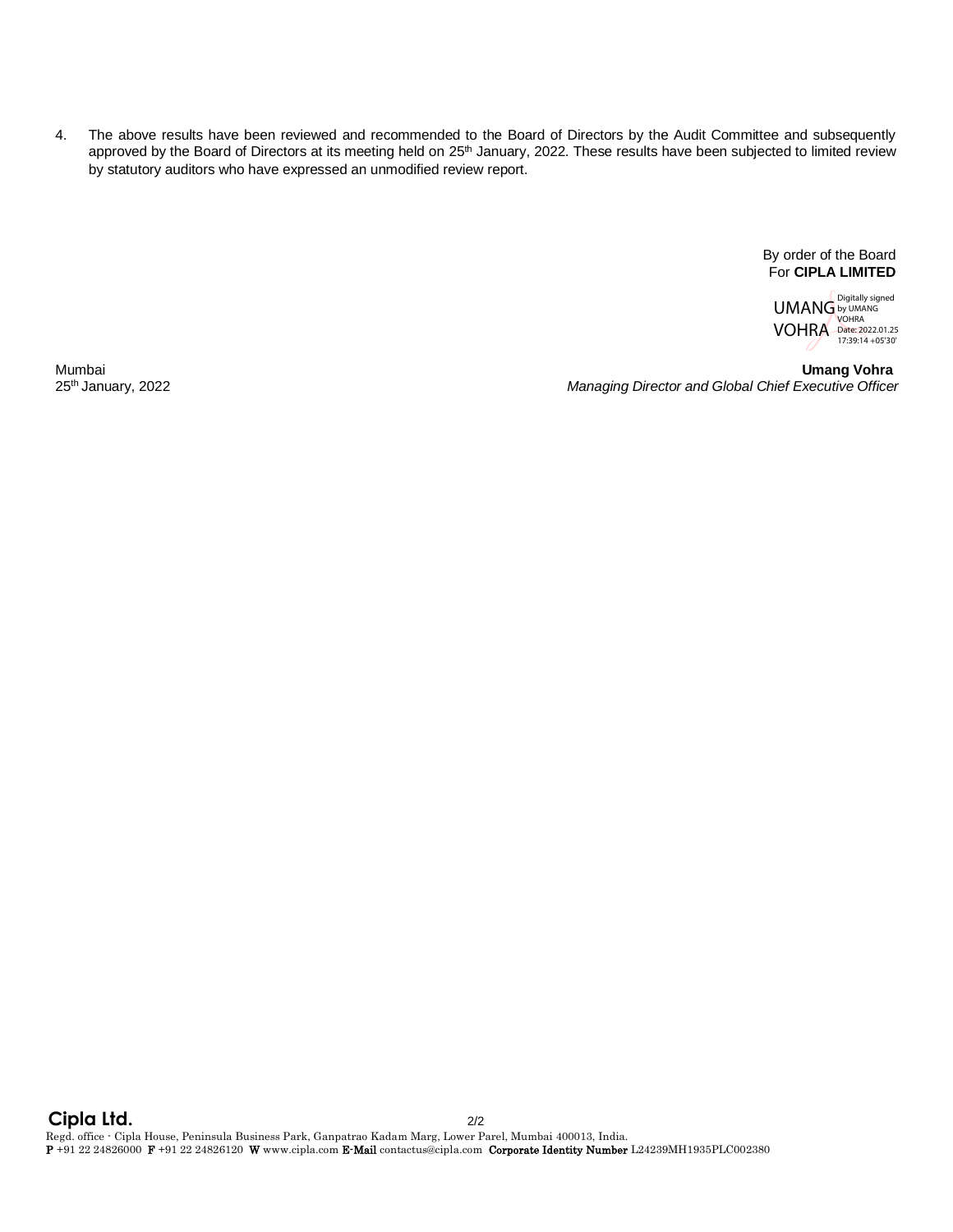4. The above results have been reviewed and recommended to the Board of Directors by the Audit Committee and subsequently approved by the Board of Directors at its meeting held on 25th January, 2022. These results have been subjected to limited review by statutory auditors who have expressed an unmodified review report.

By order of the Board
For **CIPLA LIMITED**

UMANG VOHRA Digitally signed by UMANG VOHRA Date: 2022.01.25 17:39:14 +05'30'

Mumbai
25th January, 2022

**Umang Vohra**
*Managing Director and Global Chief Executive Officer*

**Cipla Ltd.**
Regd. office - Cipla House, Peninsula Business Park, Ganpatrao Kadam Marg, Lower Parel, Mumbai 400013, India.
**P** +91 22 24826000 **F** +91 22 24826120 **W** www.cipla.com **E-Mail** contactus@cipla.com **Corporate Identity Number** L24239MH1935PLC002380